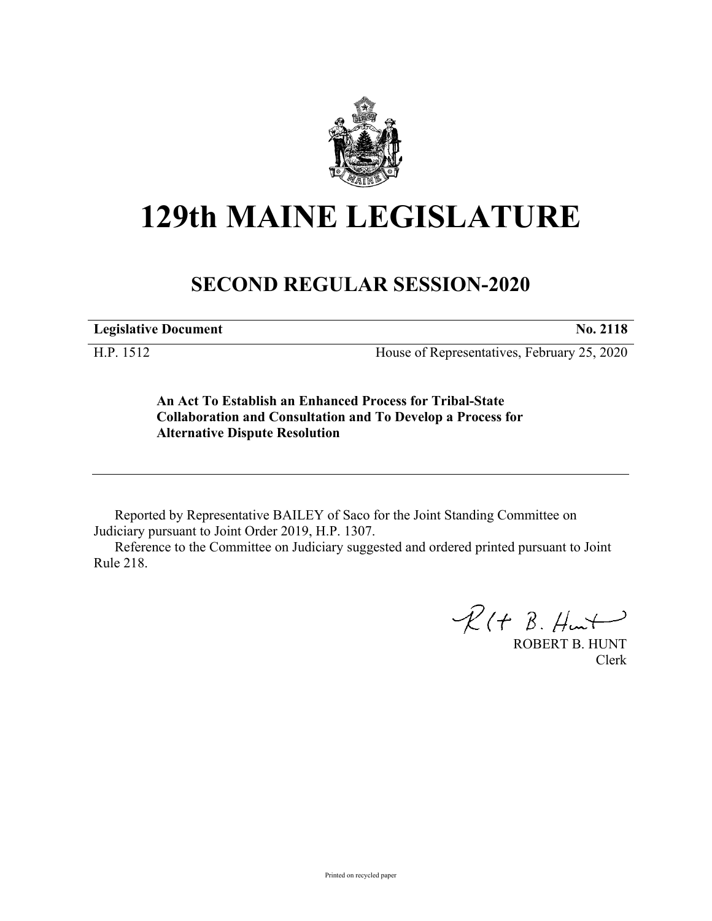# 129th MAINE LEGISLATURE

## SECOND REGULAR SESSION-2020

**Legislative Document** **No. 2118**

H.P. 1512 House of Representatives, February 25, 2020

**An Act To Establish an Enhanced Process for Tribal-State Collaboration and Consultation and To Develop a Process for Alternative Dispute Resolution**

---

Reported by Representative BAILEY of Saco for the Joint Standing Committee on Judiciary pursuant to Joint Order 2019, H.P. 1307.

Reference to the Committee on Judiciary suggested and ordered printed pursuant to Joint Rule 218.

ROBERT B. HUNT
Clerk

Printed on recycled paper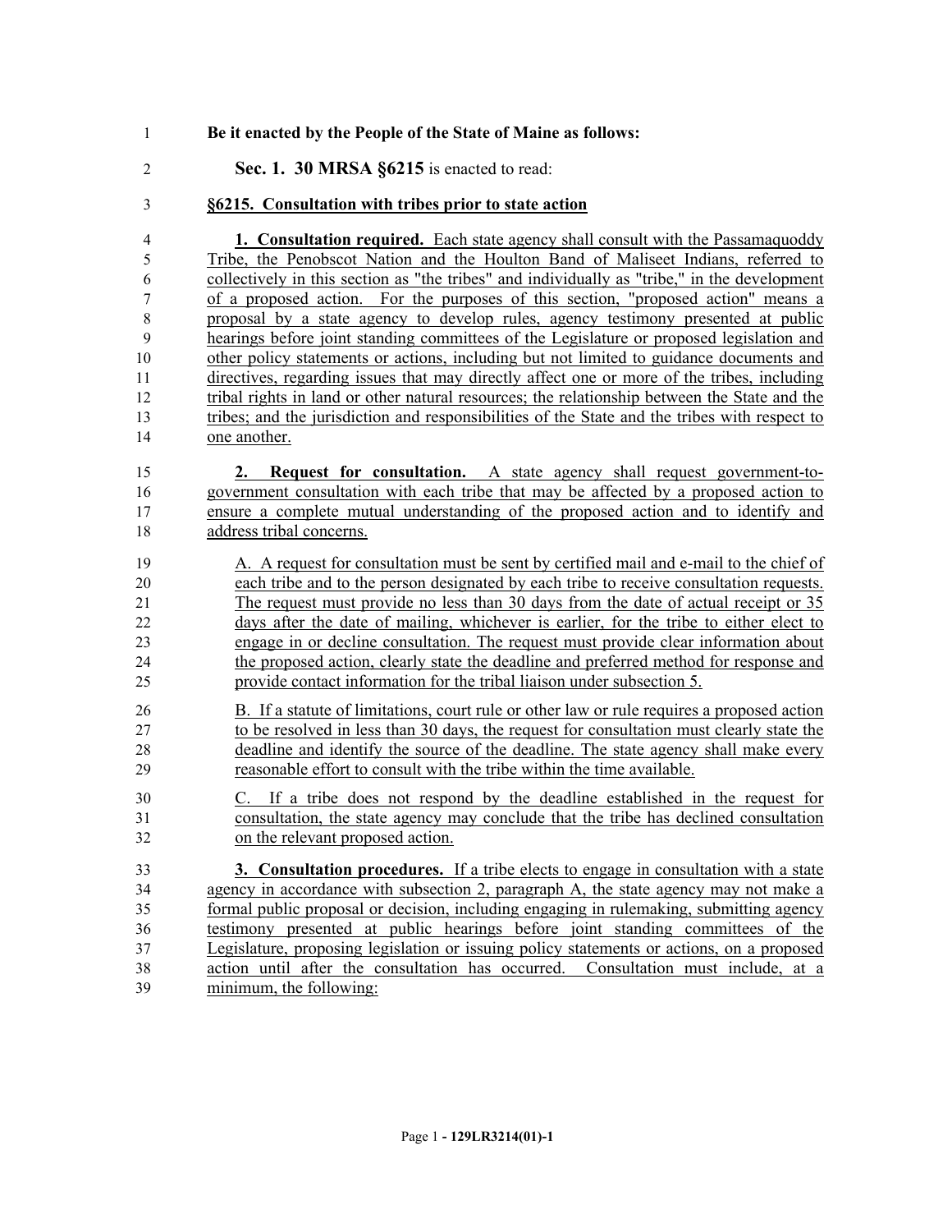**Be it enacted by the People of the State of Maine as follows:**

**Sec. 1. 30 MRSA §6215** is enacted to read:

**§6215. Consultation with tribes prior to state action**

**1. Consultation required.** Each state agency shall consult with the Passamaquoddy Tribe, the Penobscot Nation and the Houlton Band of Maliseet Indians, referred to collectively in this section as "the tribes" and individually as "tribe," in the development of a proposed action. For the purposes of this section, "proposed action" means a proposal by a state agency to develop rules, agency testimony presented at public hearings before joint standing committees of the Legislature or proposed legislation and other policy statements or actions, including but not limited to guidance documents and directives, regarding issues that may directly affect one or more of the tribes, including tribal rights in land or other natural resources; the relationship between the State and the tribes; and the jurisdiction and responsibilities of the State and the tribes with respect to one another.

**2. Request for consultation.** A state agency shall request government-to-government consultation with each tribe that may be affected by a proposed action to ensure a complete mutual understanding of the proposed action and to identify and address tribal concerns.

A. A request for consultation must be sent by certified mail and e-mail to the chief of each tribe and to the person designated by each tribe to receive consultation requests. The request must provide no less than 30 days from the date of actual receipt or 35 days after the date of mailing, whichever is earlier, for the tribe to either elect to engage in or decline consultation. The request must provide clear information about the proposed action, clearly state the deadline and preferred method for response and provide contact information for the tribal liaison under subsection 5.

B. If a statute of limitations, court rule or other law or rule requires a proposed action to be resolved in less than 30 days, the request for consultation must clearly state the deadline and identify the source of the deadline. The state agency shall make every reasonable effort to consult with the tribe within the time available.

C. If a tribe does not respond by the deadline established in the request for consultation, the state agency may conclude that the tribe has declined consultation on the relevant proposed action.

**3. Consultation procedures.** If a tribe elects to engage in consultation with a state agency in accordance with subsection 2, paragraph A, the state agency may not make a formal public proposal or decision, including engaging in rulemaking, submitting agency testimony presented at public hearings before joint standing committees of the Legislature, proposing legislation or issuing policy statements or actions, on a proposed action until after the consultation has occurred. Consultation must include, at a minimum, the following: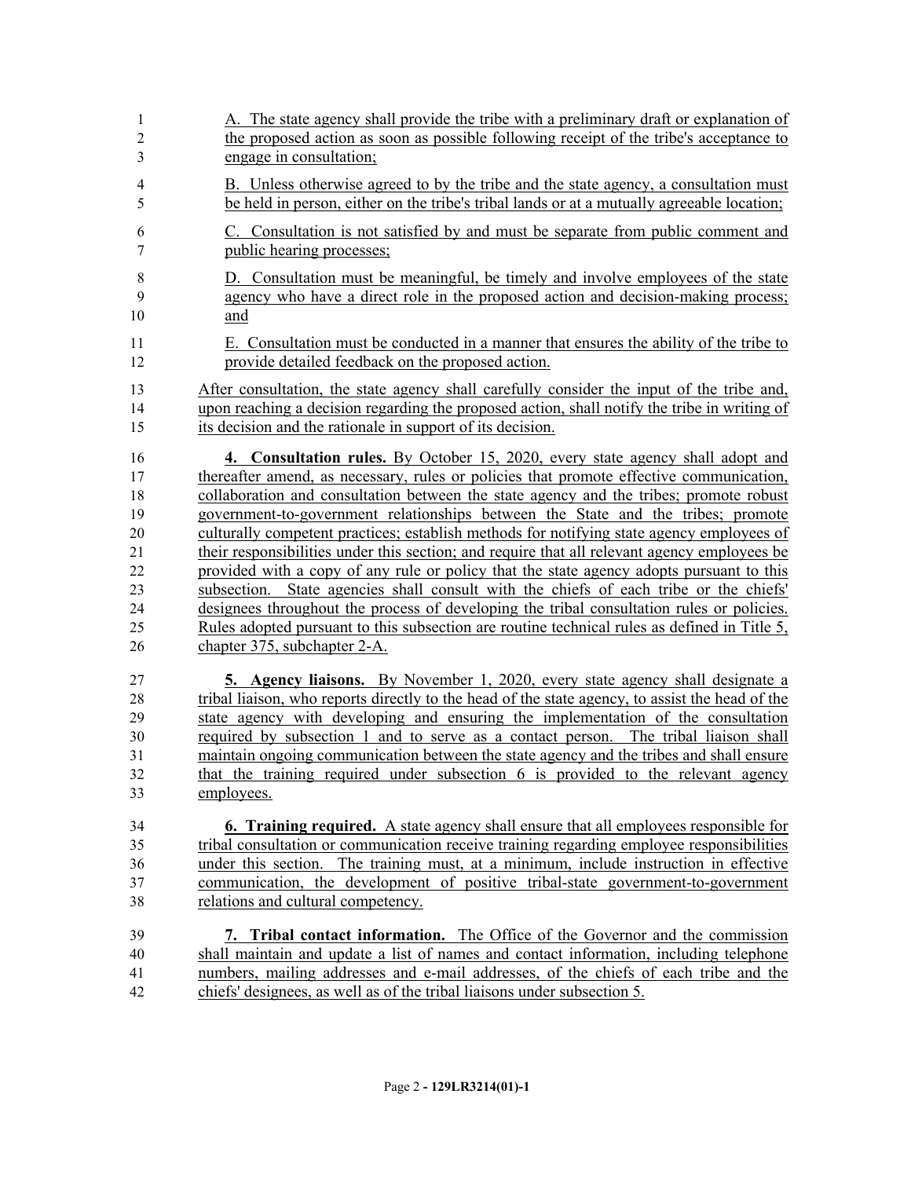A. The state agency shall provide the tribe with a preliminary draft or explanation of the proposed action as soon as possible following receipt of the tribe's acceptance to engage in consultation;

B. Unless otherwise agreed to by the tribe and the state agency, a consultation must be held in person, either on the tribe's tribal lands or at a mutually agreeable location;

C. Consultation is not satisfied by and must be separate from public comment and public hearing processes;

D. Consultation must be meaningful, be timely and involve employees of the state agency who have a direct role in the proposed action and decision-making process; and

E. Consultation must be conducted in a manner that ensures the ability of the tribe to provide detailed feedback on the proposed action.

After consultation, the state agency shall carefully consider the input of the tribe and, upon reaching a decision regarding the proposed action, shall notify the tribe in writing of its decision and the rationale in support of its decision.

**4. Consultation rules.** By October 15, 2020, every state agency shall adopt and thereafter amend, as necessary, rules or policies that promote effective communication, collaboration and consultation between the state agency and the tribes; promote robust government-to-government relationships between the State and the tribes; promote culturally competent practices; establish methods for notifying state agency employees of their responsibilities under this section; and require that all relevant agency employees be provided with a copy of any rule or policy that the state agency adopts pursuant to this subsection. State agencies shall consult with the chiefs of each tribe or the chiefs' designees throughout the process of developing the tribal consultation rules or policies. Rules adopted pursuant to this subsection are routine technical rules as defined in Title 5, chapter 375, subchapter 2-A.

**5. Agency liaisons.** By November 1, 2020, every state agency shall designate a tribal liaison, who reports directly to the head of the state agency, to assist the head of the state agency with developing and ensuring the implementation of the consultation required by subsection 1 and to serve as a contact person. The tribal liaison shall maintain ongoing communication between the state agency and the tribes and shall ensure that the training required under subsection 6 is provided to the relevant agency employees.

**6. Training required.** A state agency shall ensure that all employees responsible for tribal consultation or communication receive training regarding employee responsibilities under this section. The training must, at a minimum, include instruction in effective communication, the development of positive tribal-state government-to-government relations and cultural competency.

**7. Tribal contact information.** The Office of the Governor and the commission shall maintain and update a list of names and contact information, including telephone numbers, mailing addresses and e-mail addresses, of the chiefs of each tribe and the chiefs' designees, as well as of the tribal liaisons under subsection 5.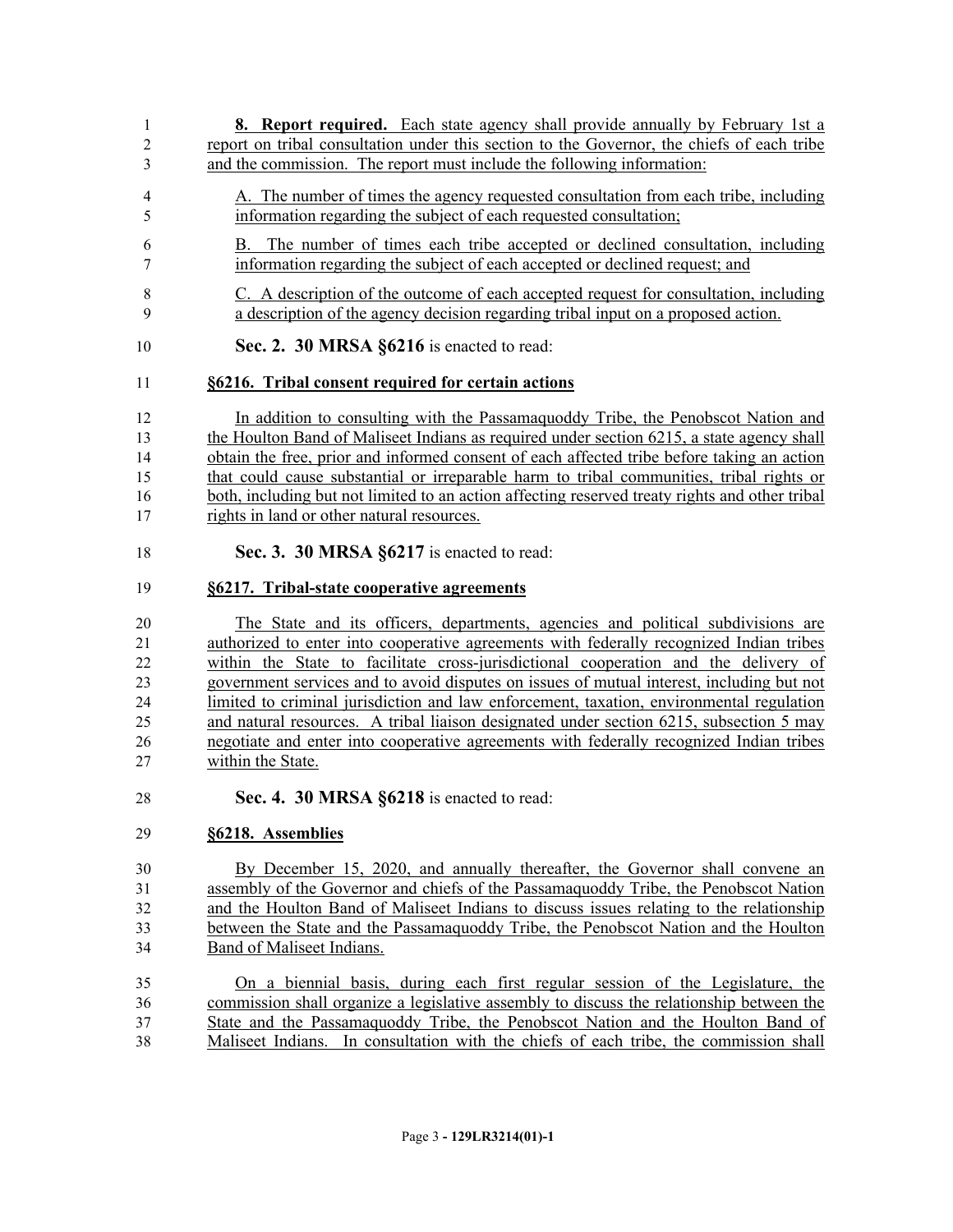**8. Report required.** Each state agency shall provide annually by February 1st a report on tribal consultation under this section to the Governor, the chiefs of each tribe and the commission. The report must include the following information:

A. The number of times the agency requested consultation from each tribe, including information regarding the subject of each requested consultation;

B. The number of times each tribe accepted or declined consultation, including information regarding the subject of each accepted or declined request; and

C. A description of the outcome of each accepted request for consultation, including a description of the agency decision regarding tribal input on a proposed action.

**Sec. 2. 30 MRSA §6216** is enacted to read:

**§6216. Tribal consent required for certain actions**

In addition to consulting with the Passamaquoddy Tribe, the Penobscot Nation and the Houlton Band of Maliseet Indians as required under section 6215, a state agency shall obtain the free, prior and informed consent of each affected tribe before taking an action that could cause substantial or irreparable harm to tribal communities, tribal rights or both, including but not limited to an action affecting reserved treaty rights and other tribal rights in land or other natural resources.

**Sec. 3. 30 MRSA §6217** is enacted to read:

**§6217. Tribal-state cooperative agreements**

The State and its officers, departments, agencies and political subdivisions are authorized to enter into cooperative agreements with federally recognized Indian tribes within the State to facilitate cross-jurisdictional cooperation and the delivery of government services and to avoid disputes on issues of mutual interest, including but not limited to criminal jurisdiction and law enforcement, taxation, environmental regulation and natural resources. A tribal liaison designated under section 6215, subsection 5 may negotiate and enter into cooperative agreements with federally recognized Indian tribes within the State.

**Sec. 4. 30 MRSA §6218** is enacted to read:

**§6218. Assemblies**

By December 15, 2020, and annually thereafter, the Governor shall convene an assembly of the Governor and chiefs of the Passamaquoddy Tribe, the Penobscot Nation and the Houlton Band of Maliseet Indians to discuss issues relating to the relationship between the State and the Passamaquoddy Tribe, the Penobscot Nation and the Houlton Band of Maliseet Indians.

On a biennial basis, during each first regular session of the Legislature, the commission shall organize a legislative assembly to discuss the relationship between the State and the Passamaquoddy Tribe, the Penobscot Nation and the Houlton Band of Maliseet Indians. In consultation with the chiefs of each tribe, the commission shall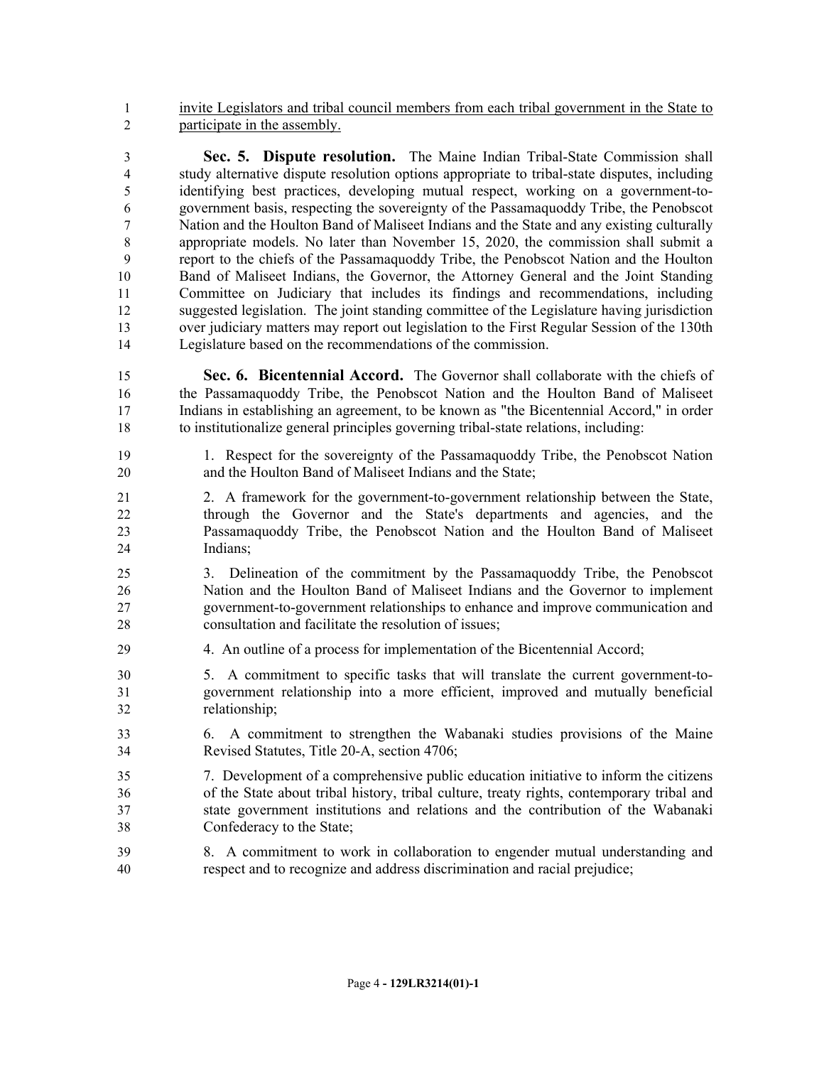invite Legislators and tribal council members from each tribal government in the State to participate in the assembly.

**Sec. 5. Dispute resolution.** The Maine Indian Tribal-State Commission shall study alternative dispute resolution options appropriate to tribal-state disputes, including identifying best practices, developing mutual respect, working on a government-to-government basis, respecting the sovereignty of the Passamaquoddy Tribe, the Penobscot Nation and the Houlton Band of Maliseet Indians and the State and any existing culturally appropriate models. No later than November 15, 2020, the commission shall submit a report to the chiefs of the Passamaquoddy Tribe, the Penobscot Nation and the Houlton Band of Maliseet Indians, the Governor, the Attorney General and the Joint Standing Committee on Judiciary that includes its findings and recommendations, including suggested legislation. The joint standing committee of the Legislature having jurisdiction over judiciary matters may report out legislation to the First Regular Session of the 130th Legislature based on the recommendations of the commission.

**Sec. 6. Bicentennial Accord.** The Governor shall collaborate with the chiefs of the Passamaquoddy Tribe, the Penobscot Nation and the Houlton Band of Maliseet Indians in establishing an agreement, to be known as "the Bicentennial Accord," in order to institutionalize general principles governing tribal-state relations, including:

1. Respect for the sovereignty of the Passamaquoddy Tribe, the Penobscot Nation and the Houlton Band of Maliseet Indians and the State;

2. A framework for the government-to-government relationship between the State, through the Governor and the State's departments and agencies, and the Passamaquoddy Tribe, the Penobscot Nation and the Houlton Band of Maliseet Indians;

3. Delineation of the commitment by the Passamaquoddy Tribe, the Penobscot Nation and the Houlton Band of Maliseet Indians and the Governor to implement government-to-government relationships to enhance and improve communication and consultation and facilitate the resolution of issues;

4. An outline of a process for implementation of the Bicentennial Accord;

5. A commitment to specific tasks that will translate the current government-to-government relationship into a more efficient, improved and mutually beneficial relationship;

6. A commitment to strengthen the Wabanaki studies provisions of the Maine Revised Statutes, Title 20-A, section 4706;

7. Development of a comprehensive public education initiative to inform the citizens of the State about tribal history, tribal culture, treaty rights, contemporary tribal and state government institutions and relations and the contribution of the Wabanaki Confederacy to the State;

8. A commitment to work in collaboration to engender mutual understanding and respect and to recognize and address discrimination and racial prejudice;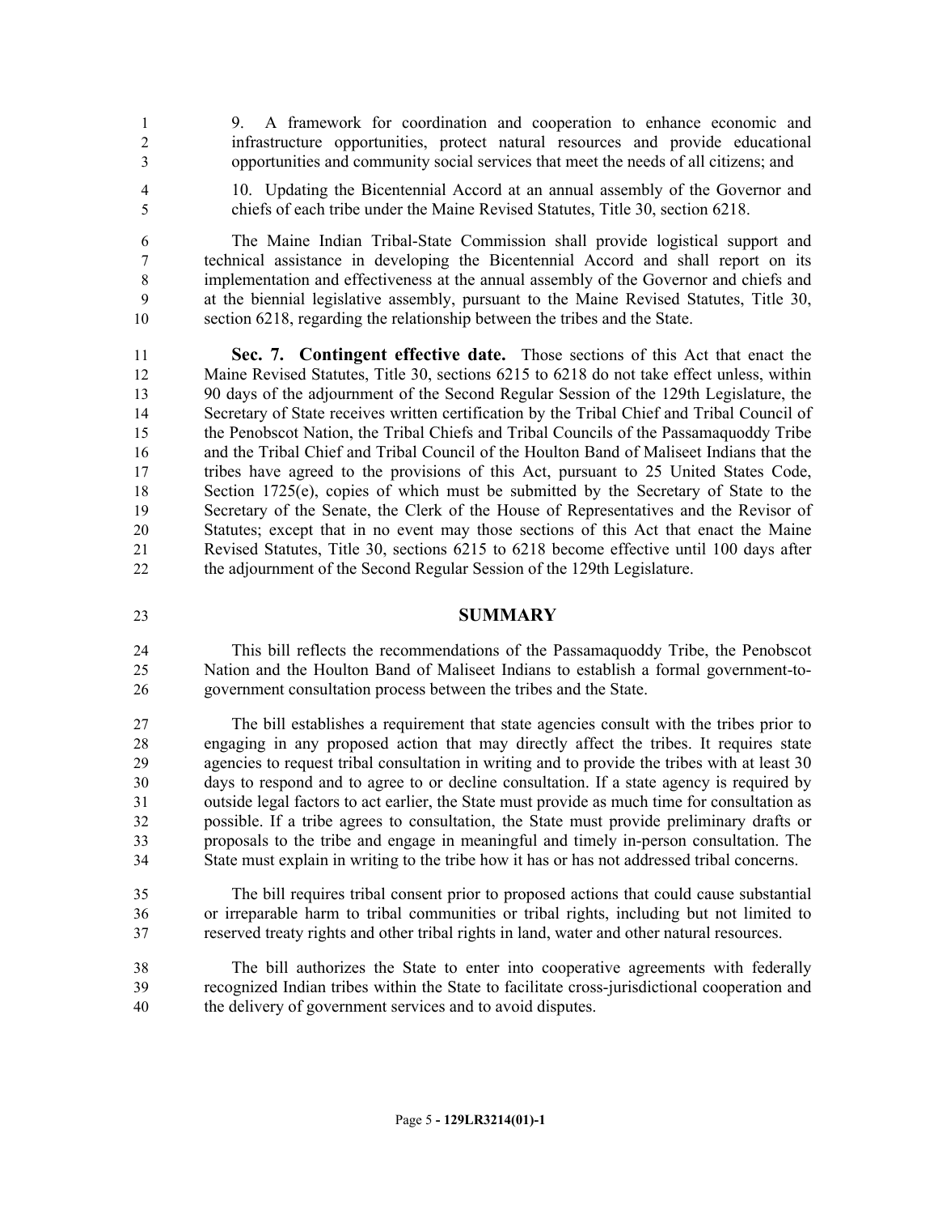9. A framework for coordination and cooperation to enhance economic and infrastructure opportunities, protect natural resources and provide educational opportunities and community social services that meet the needs of all citizens; and

10. Updating the Bicentennial Accord at an annual assembly of the Governor and chiefs of each tribe under the Maine Revised Statutes, Title 30, section 6218.

The Maine Indian Tribal-State Commission shall provide logistical support and technical assistance in developing the Bicentennial Accord and shall report on its implementation and effectiveness at the annual assembly of the Governor and chiefs and at the biennial legislative assembly, pursuant to the Maine Revised Statutes, Title 30, section 6218, regarding the relationship between the tribes and the State.

**Sec. 7. Contingent effective date.** Those sections of this Act that enact the Maine Revised Statutes, Title 30, sections 6215 to 6218 do not take effect unless, within 90 days of the adjournment of the Second Regular Session of the 129th Legislature, the Secretary of State receives written certification by the Tribal Chief and Tribal Council of the Penobscot Nation, the Tribal Chiefs and Tribal Councils of the Passamaquoddy Tribe and the Tribal Chief and Tribal Council of the Houlton Band of Maliseet Indians that the tribes have agreed to the provisions of this Act, pursuant to 25 United States Code, Section 1725(e), copies of which must be submitted by the Secretary of State to the Secretary of the Senate, the Clerk of the House of Representatives and the Revisor of Statutes; except that in no event may those sections of this Act that enact the Maine Revised Statutes, Title 30, sections 6215 to 6218 become effective until 100 days after the adjournment of the Second Regular Session of the 129th Legislature.

## SUMMARY

This bill reflects the recommendations of the Passamaquoddy Tribe, the Penobscot Nation and the Houlton Band of Maliseet Indians to establish a formal government-to-government consultation process between the tribes and the State.

The bill establishes a requirement that state agencies consult with the tribes prior to engaging in any proposed action that may directly affect the tribes. It requires state agencies to request tribal consultation in writing and to provide the tribes with at least 30 days to respond and to agree to or decline consultation. If a state agency is required by outside legal factors to act earlier, the State must provide as much time for consultation as possible. If a tribe agrees to consultation, the State must provide preliminary drafts or proposals to the tribe and engage in meaningful and timely in-person consultation. The State must explain in writing to the tribe how it has or has not addressed tribal concerns.

The bill requires tribal consent prior to proposed actions that could cause substantial or irreparable harm to tribal communities or tribal rights, including but not limited to reserved treaty rights and other tribal rights in land, water and other natural resources.

The bill authorizes the State to enter into cooperative agreements with federally recognized Indian tribes within the State to facilitate cross-jurisdictional cooperation and the delivery of government services and to avoid disputes.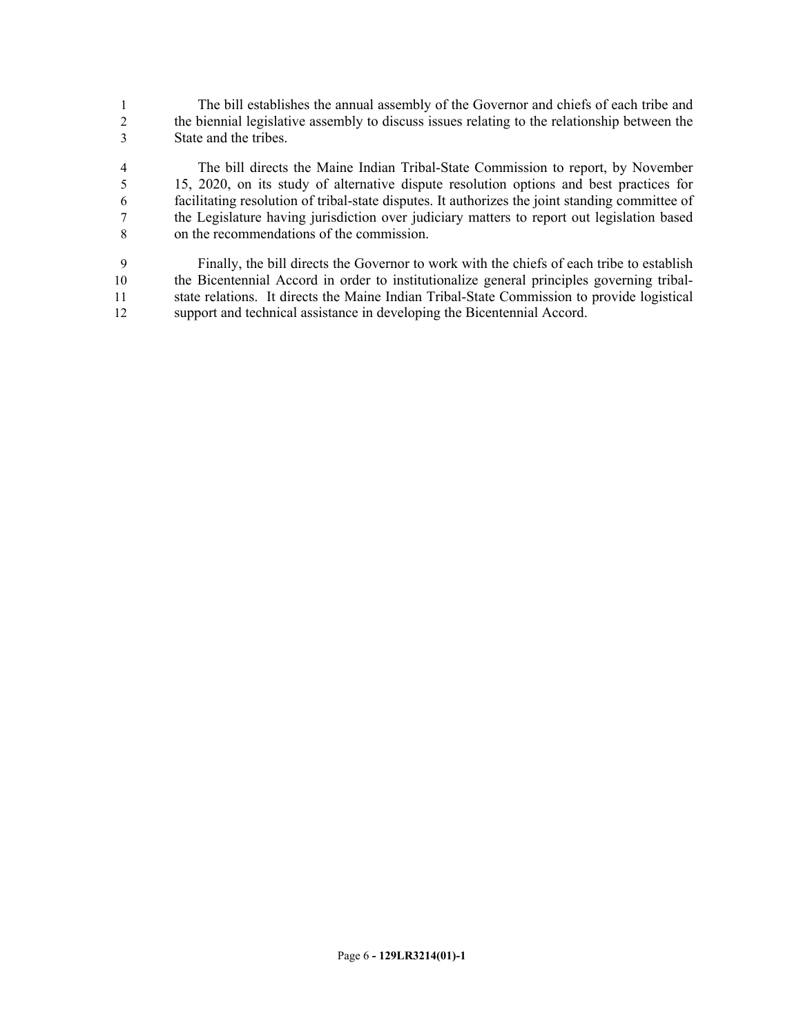The bill establishes the annual assembly of the Governor and chiefs of each tribe and the biennial legislative assembly to discuss issues relating to the relationship between the State and the tribes.

The bill directs the Maine Indian Tribal-State Commission to report, by November 15, 2020, on its study of alternative dispute resolution options and best practices for facilitating resolution of tribal-state disputes. It authorizes the joint standing committee of the Legislature having jurisdiction over judiciary matters to report out legislation based on the recommendations of the commission.

Finally, the bill directs the Governor to work with the chiefs of each tribe to establish the Bicentennial Accord in order to institutionalize general principles governing tribal-state relations. It directs the Maine Indian Tribal-State Commission to provide logistical support and technical assistance in developing the Bicentennial Accord.